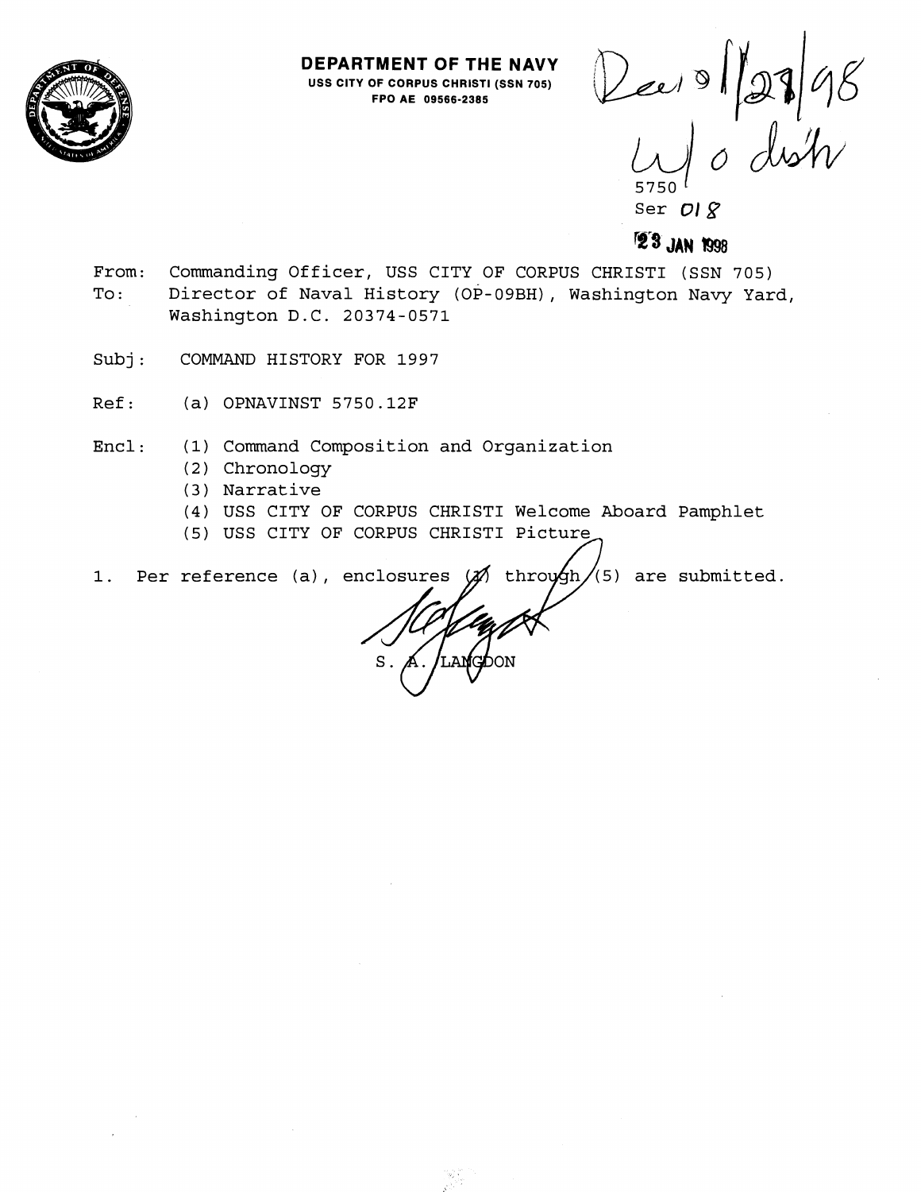**DEPARTMENT OF THE NAVY**
USS CITY OF CORPUS CHRISTI (SSN 705)
FPO AE 09566-2385

Rec'd 1/28/98
w/o dist

5750
Ser 018

23 JAN 1998

From: Commanding Officer, USS CITY OF CORPUS CHRISTI (SSN 705)
To: Director of Naval History (OP-09BH), Washington Navy Yard, Washington D.C. 20374-0571

Subj: COMMAND HISTORY FOR 1997

Ref: (a) OPNAVINST 5750.12F

Encl: (1) Command Composition and Organization
(2) Chronology
(3) Narrative
(4) USS CITY OF CORPUS CHRISTI Welcome Aboard Pamphlet
(5) USS CITY OF CORPUS CHRISTI Picture

1. Per reference (a), enclosures (1) through (5) are submitted.

S. A. LANGDON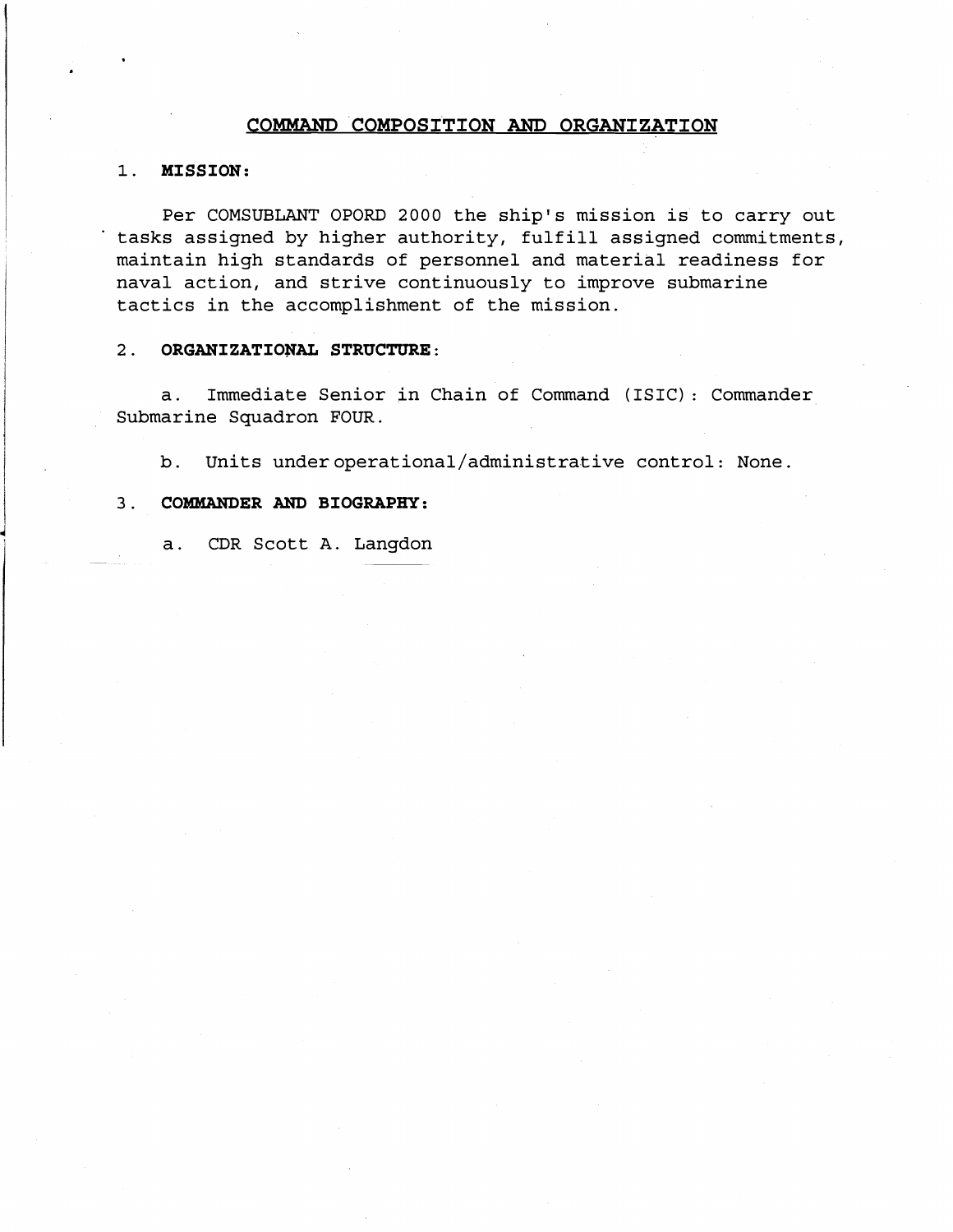# COMMAND COMPOSITION AND ORGANIZATION

1. **MISSION:**

Per COMSUBLANT OPORD 2000 the ship's mission is to carry out tasks assigned by higher authority, fulfill assigned commitments, maintain high standards of personnel and material readiness for naval action, and strive continuously to improve submarine tactics in the accomplishment of the mission.

2. **ORGANIZATIONAL STRUCTURE:**

a. Immediate Senior in Chain of Command (ISIC): Commander Submarine Squadron FOUR.

b. Units under operational/administrative control: None.

3. **COMMANDER AND BIOGRAPHY:**

a. CDR Scott A. Langdon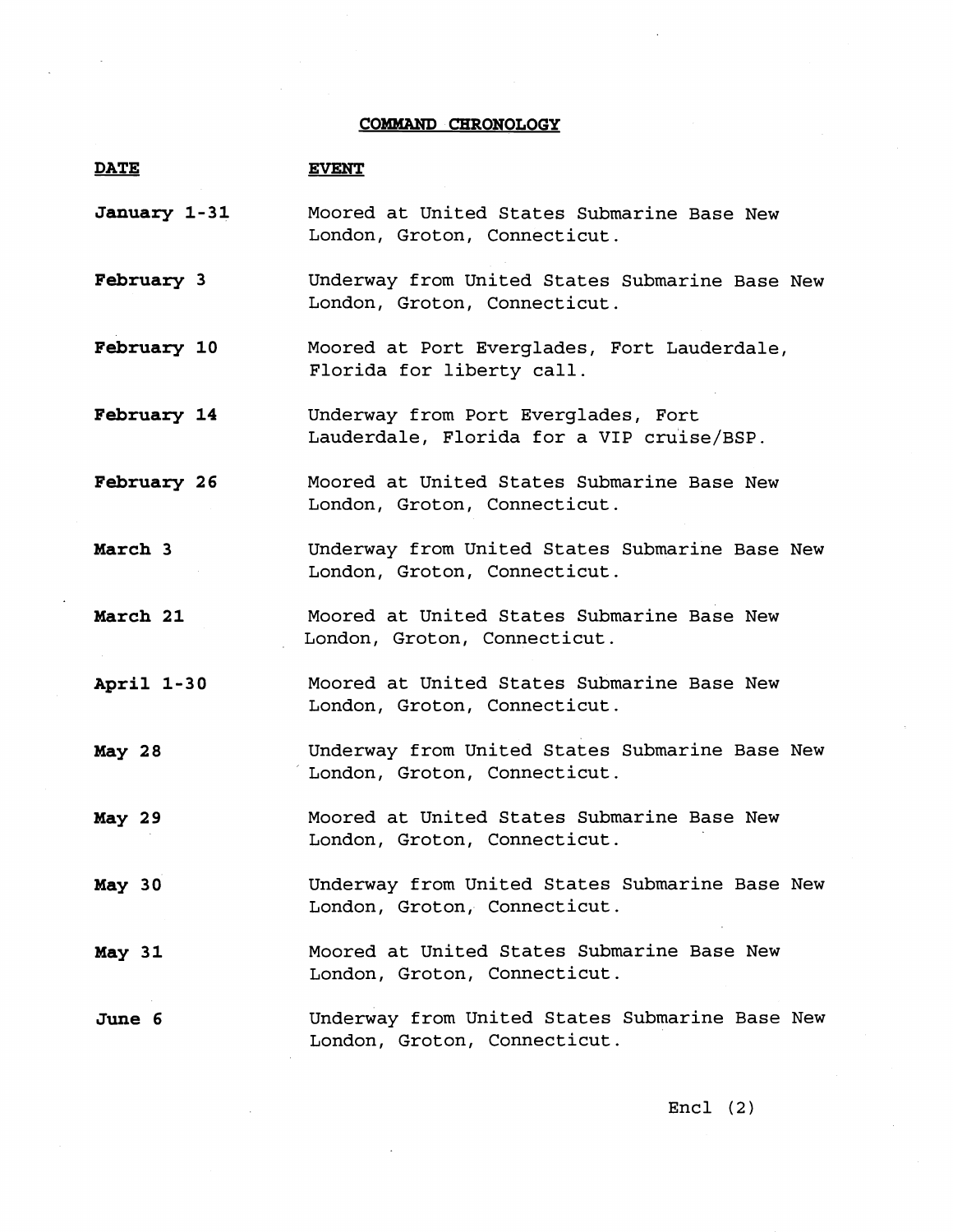# COMMAND CHRONOLOGY

| DATE | EVENT |
| --- | --- |
| January 1-31 | Moored at United States Submarine Base New London, Groton, Connecticut. |
| February 3 | Underway from United States Submarine Base New London, Groton, Connecticut. |
| February 10 | Moored at Port Everglades, Fort Lauderdale, Florida for liberty call. |
| February 14 | Underway from Port Everglades, Fort Lauderdale, Florida for a VIP cruise/BSP. |
| February 26 | Moored at United States Submarine Base New London, Groton, Connecticut. |
| March 3 | Underway from United States Submarine Base New London, Groton, Connecticut. |
| March 21 | Moored at United States Submarine Base New London, Groton, Connecticut. |
| April 1-30 | Moored at United States Submarine Base New London, Groton, Connecticut. |
| May 28 | Underway from United States Submarine Base New London, Groton, Connecticut. |
| May 29 | Moored at United States Submarine Base New London, Groton, Connecticut. |
| May 30 | Underway from United States Submarine Base New London, Groton, Connecticut. |
| May 31 | Moored at United States Submarine Base New London, Groton, Connecticut. |
| June 6 | Underway from United States Submarine Base New London, Groton, Connecticut. |

Encl (2)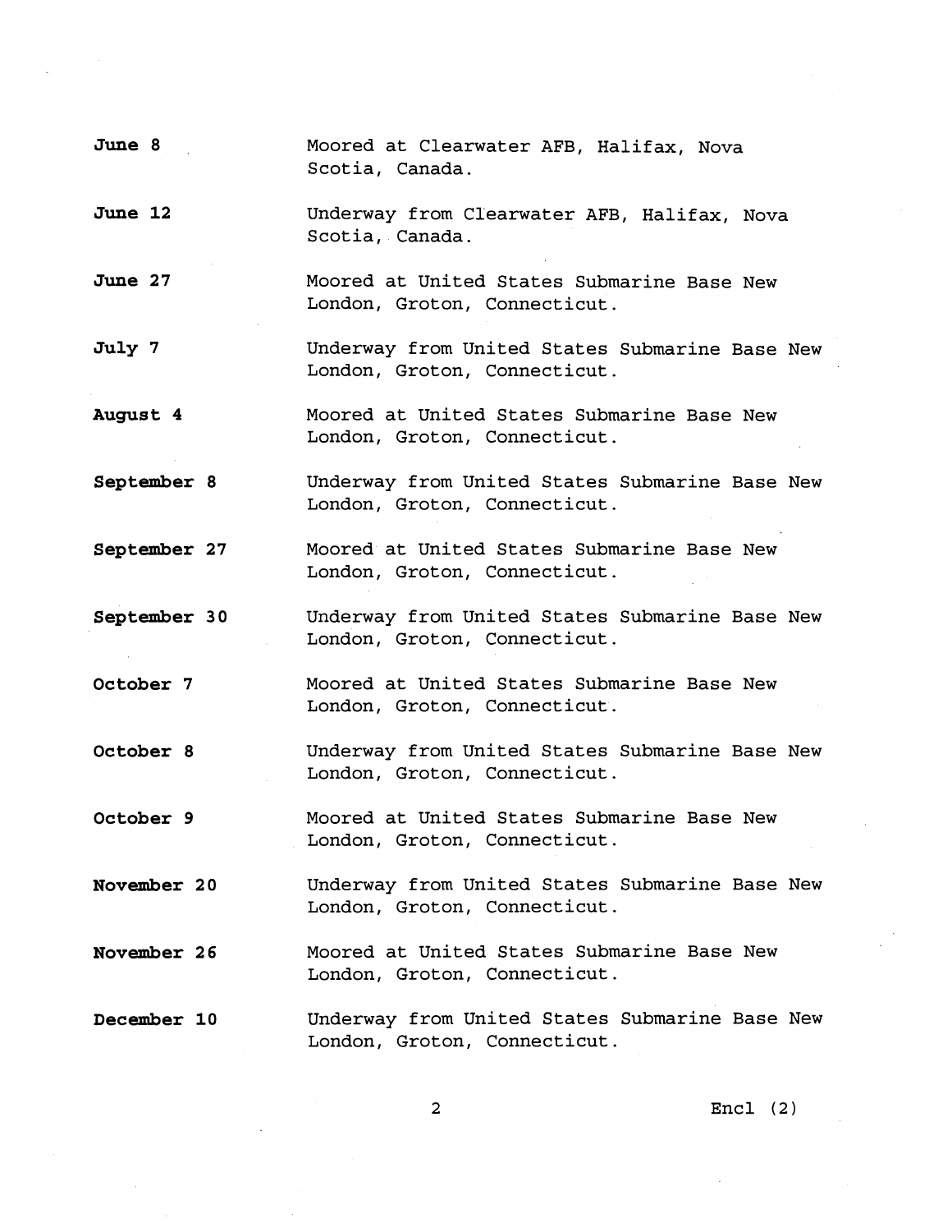**June 8** Moored at Clearwater AFB, Halifax, Nova Scotia, Canada.

**June 12** Underway from Clearwater AFB, Halifax, Nova Scotia, Canada.

**June 27** Moored at United States Submarine Base New London, Groton, Connecticut.

**July 7** Underway from United States Submarine Base New London, Groton, Connecticut.

**August 4** Moored at United States Submarine Base New London, Groton, Connecticut.

**September 8** Underway from United States Submarine Base New London, Groton, Connecticut.

**September 27** Moored at United States Submarine Base New London, Groton, Connecticut.

**September 30** Underway from United States Submarine Base New London, Groton, Connecticut.

**October 7** Moored at United States Submarine Base New London, Groton, Connecticut.

**October 8** Underway from United States Submarine Base New London, Groton, Connecticut.

**October 9** Moored at United States Submarine Base New London, Groton, Connecticut.

**November 20** Underway from United States Submarine Base New London, Groton, Connecticut.

**November 26** Moored at United States Submarine Base New London, Groton, Connecticut.

**December 10** Underway from United States Submarine Base New London, Groton, Connecticut.

Encl (2)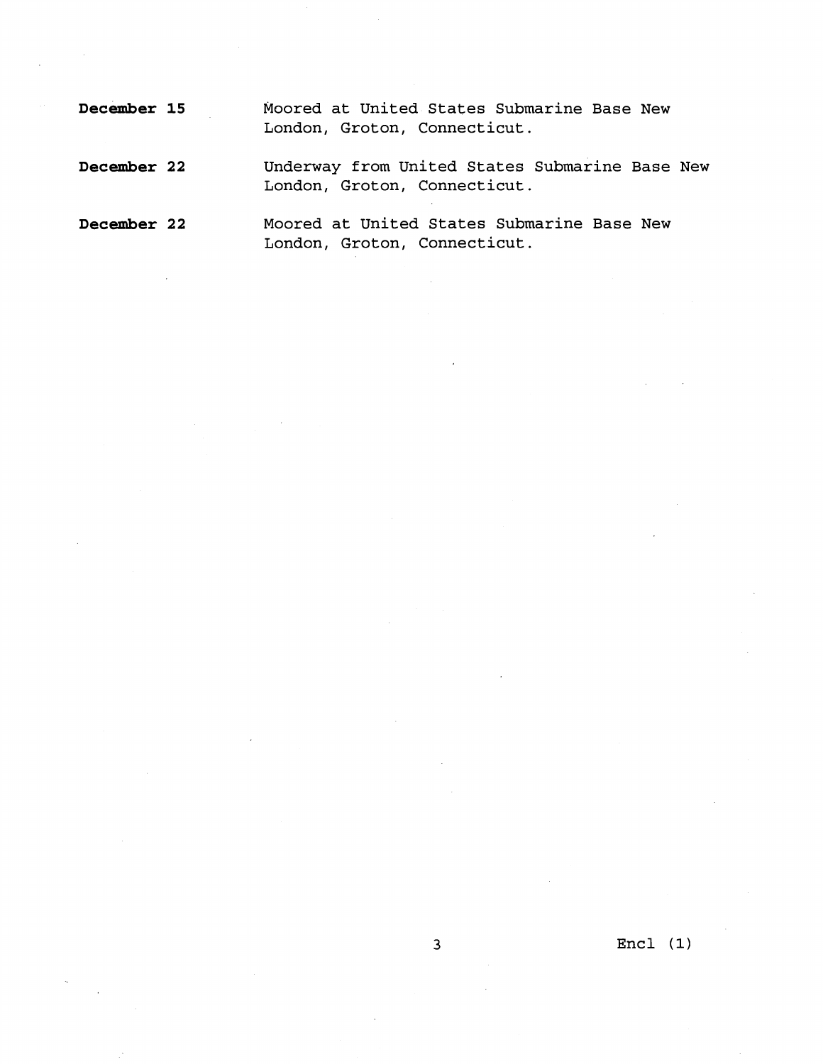**December 15** Moored at United States Submarine Base New London, Groton, Connecticut.

**December 22** Underway from United States Submarine Base New London, Groton, Connecticut.

**December 22** Moored at United States Submarine Base New London, Groton, Connecticut.

Encl (1)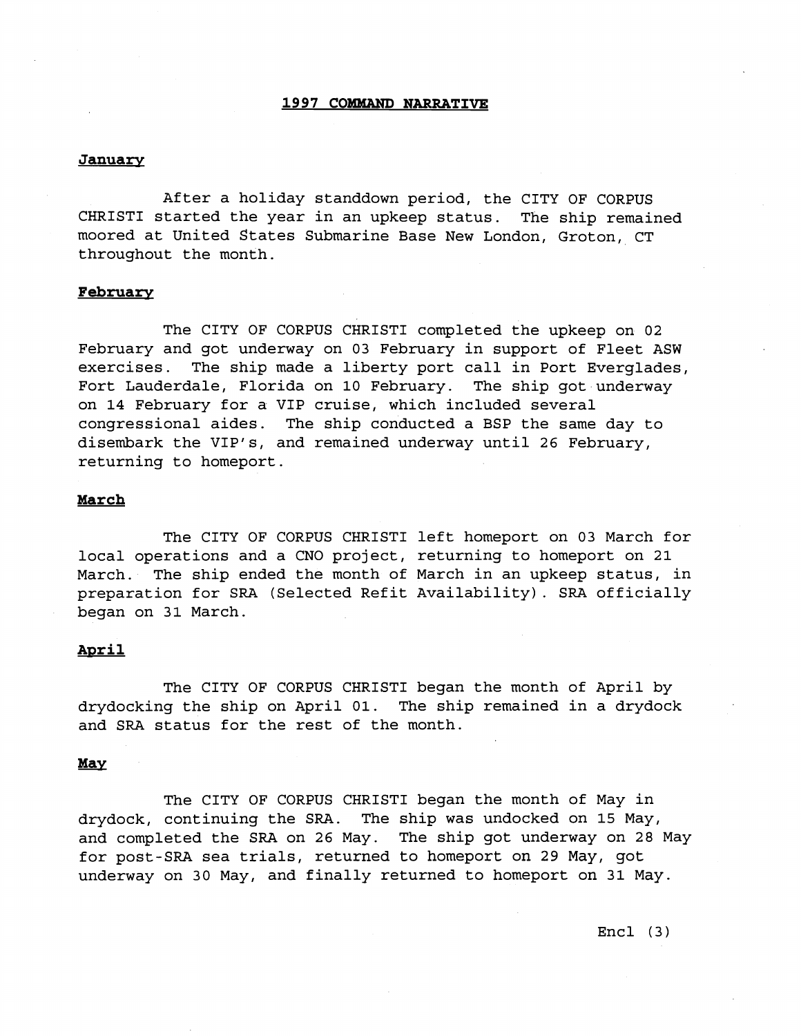# 1997 COMMAND NARRATIVE

## January

After a holiday standdown period, the CITY OF CORPUS CHRISTI started the year in an upkeep status. The ship remained moored at United States Submarine Base New London, Groton, CT throughout the month.

## February

The CITY OF CORPUS CHRISTI completed the upkeep on 02 February and got underway on 03 February in support of Fleet ASW exercises. The ship made a liberty port call in Port Everglades, Fort Lauderdale, Florida on 10 February. The ship got underway on 14 February for a VIP cruise, which included several congressional aides. The ship conducted a BSP the same day to disembark the VIP's, and remained underway until 26 February, returning to homeport.

## March

The CITY OF CORPUS CHRISTI left homeport on 03 March for local operations and a CNO project, returning to homeport on 21 March. The ship ended the month of March in an upkeep status, in preparation for SRA (Selected Refit Availability). SRA officially began on 31 March.

## April

The CITY OF CORPUS CHRISTI began the month of April by drydocking the ship on April 01. The ship remained in a drydock and SRA status for the rest of the month.

## May

The CITY OF CORPUS CHRISTI began the month of May in drydock, continuing the SRA. The ship was undocked on 15 May, and completed the SRA on 26 May. The ship got underway on 28 May for post-SRA sea trials, returned to homeport on 29 May, got underway on 30 May, and finally returned to homeport on 31 May.

Encl (3)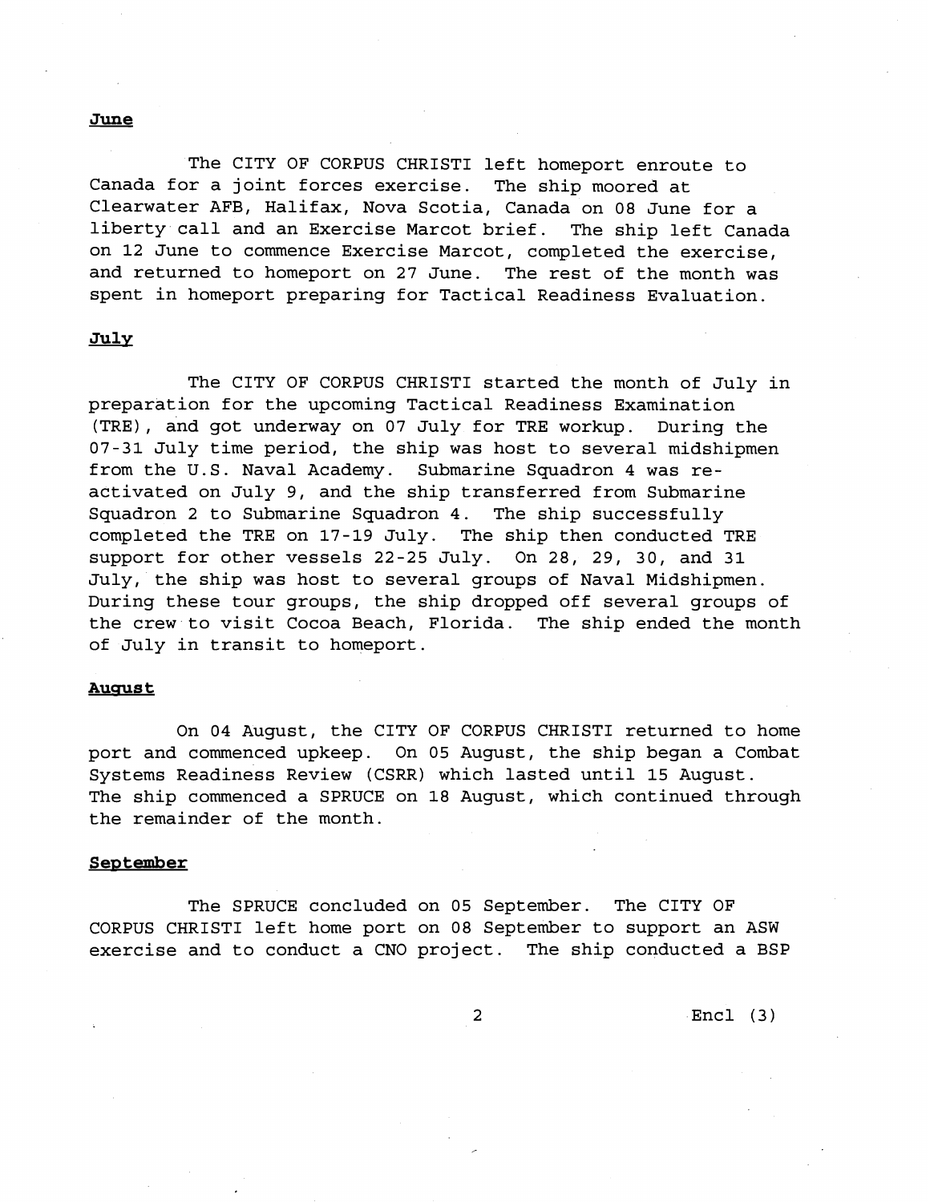**June**

The CITY OF CORPUS CHRISTI left homeport enroute to Canada for a joint forces exercise. The ship moored at Clearwater AFB, Halifax, Nova Scotia, Canada on 08 June for a liberty call and an Exercise Marcot brief. The ship left Canada on 12 June to commence Exercise Marcot, completed the exercise, and returned to homeport on 27 June. The rest of the month was spent in homeport preparing for Tactical Readiness Evaluation.

**July**

The CITY OF CORPUS CHRISTI started the month of July in preparation for the upcoming Tactical Readiness Examination (TRE), and got underway on 07 July for TRE workup. During the 07-31 July time period, the ship was host to several midshipmen from the U.S. Naval Academy. Submarine Squadron 4 was re-activated on July 9, and the ship transferred from Submarine Squadron 2 to Submarine Squadron 4. The ship successfully completed the TRE on 17-19 July. The ship then conducted TRE support for other vessels 22-25 July. On 28, 29, 30, and 31 July, the ship was host to several groups of Naval Midshipmen. During these tour groups, the ship dropped off several groups of the crew to visit Cocoa Beach, Florida. The ship ended the month of July in transit to homeport.

**August**

On 04 August, the CITY OF CORPUS CHRISTI returned to home port and commenced upkeep. On 05 August, the ship began a Combat Systems Readiness Review (CSRR) which lasted until 15 August. The ship commenced a SPRUCE on 18 August, which continued through the remainder of the month.

**September**

The SPRUCE concluded on 05 September. The CITY OF CORPUS CHRISTI left home port on 08 September to support an ASW exercise and to conduct a CNO project. The ship conducted a BSP

Encl (3)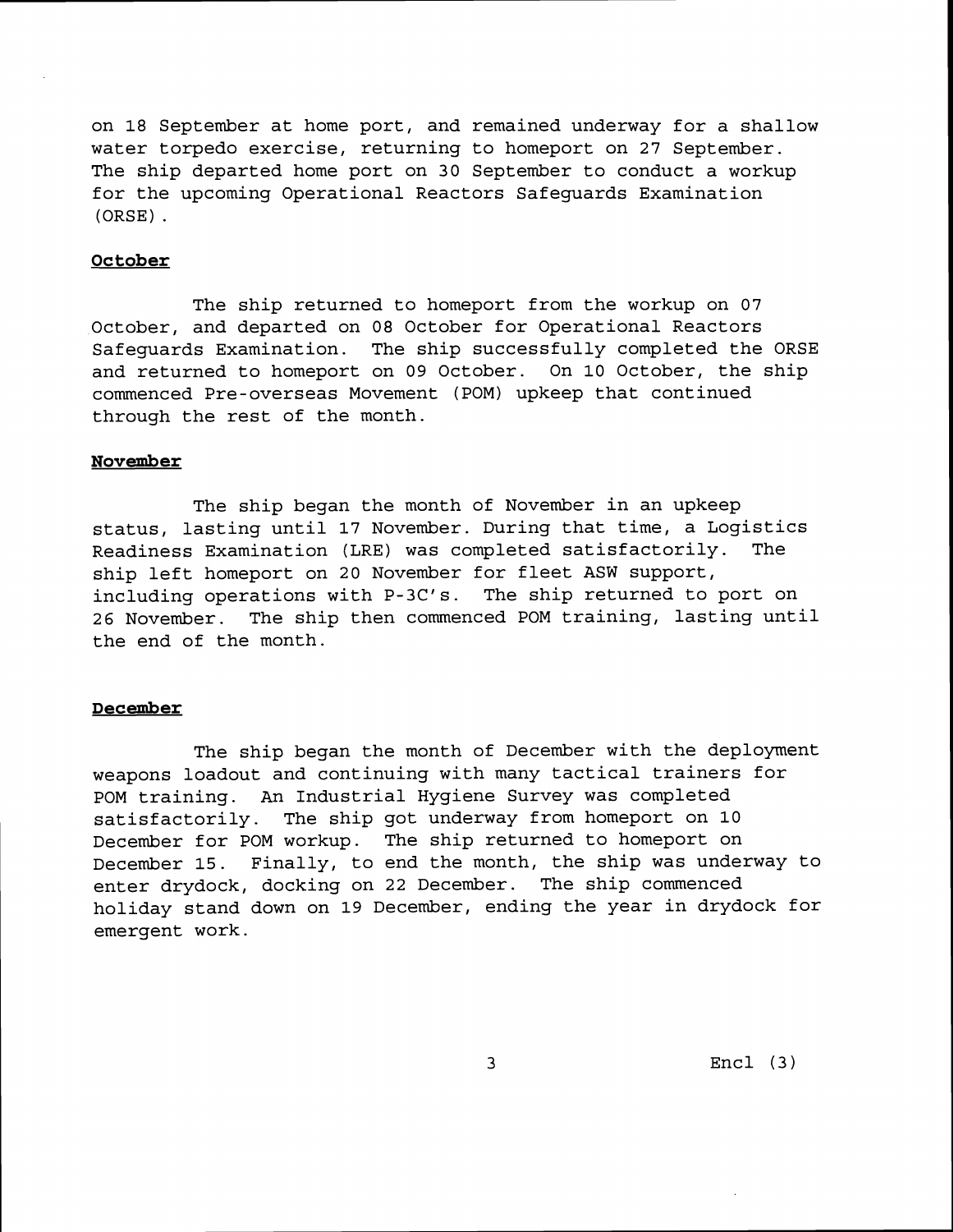on 18 September at home port, and remained underway for a shallow water torpedo exercise, returning to homeport on 27 September. The ship departed home port on 30 September to conduct a workup for the upcoming Operational Reactors Safeguards Examination (ORSE).

**October**

The ship returned to homeport from the workup on 07 October, and departed on 08 October for Operational Reactors Safeguards Examination. The ship successfully completed the ORSE and returned to homeport on 09 October. On 10 October, the ship commenced Pre-overseas Movement (POM) upkeep that continued through the rest of the month.

**November**

The ship began the month of November in an upkeep status, lasting until 17 November. During that time, a Logistics Readiness Examination (LRE) was completed satisfactorily. The ship left homeport on 20 November for fleet ASW support, including operations with P-3C's. The ship returned to port on 26 November. The ship then commenced POM training, lasting until the end of the month.

**December**

The ship began the month of December with the deployment weapons loadout and continuing with many tactical trainers for POM training. An Industrial Hygiene Survey was completed satisfactorily. The ship got underway from homeport on 10 December for POM workup. The ship returned to homeport on December 15. Finally, to end the month, the ship was underway to enter drydock, docking on 22 December. The ship commenced holiday stand down on 19 December, ending the year in drydock for emergent work.

Encl (3)